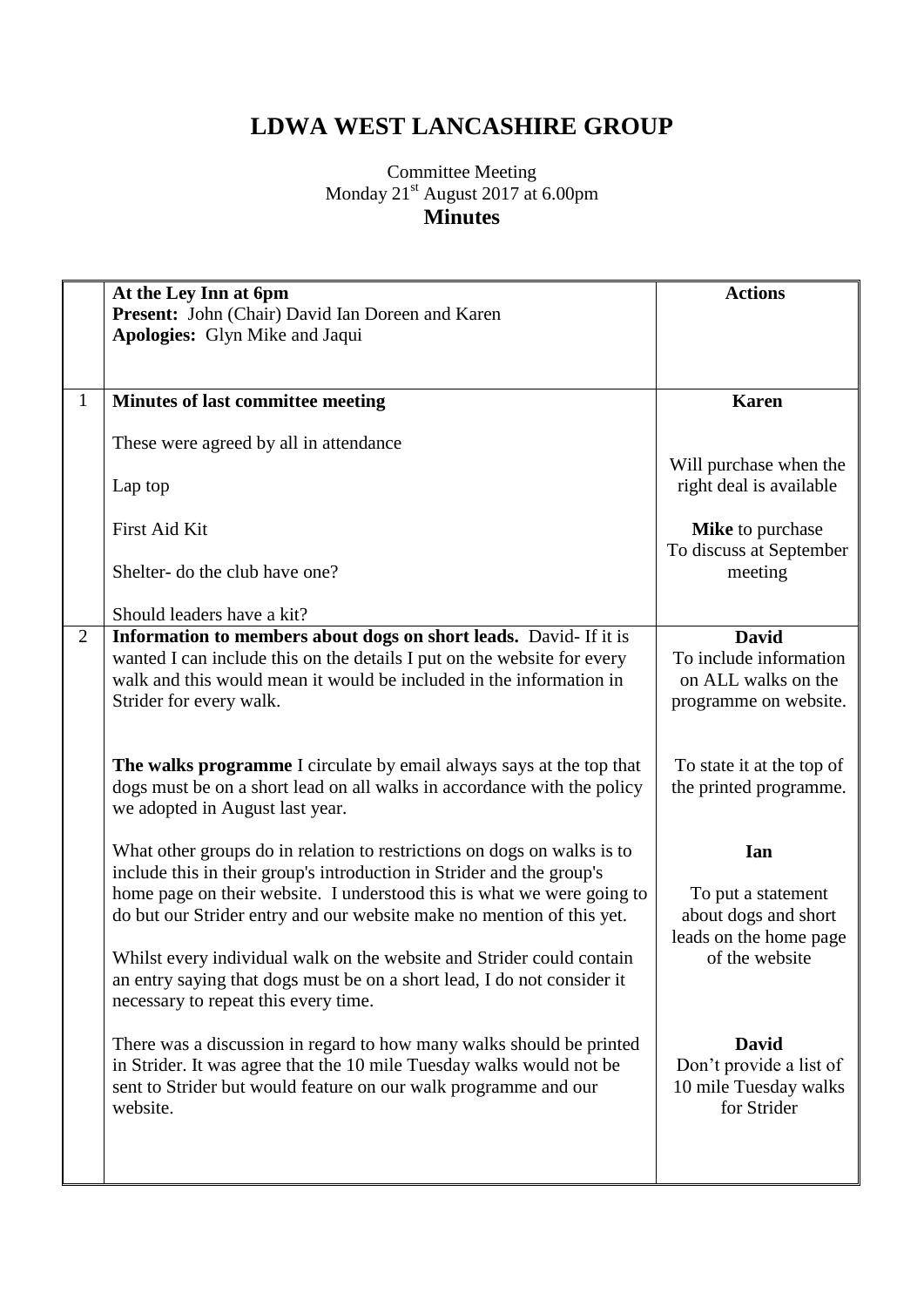# LDWA WEST LANCASHIRE GROUP

Committee Meeting
Monday 21st August 2017 at 6.00pm

## Minutes

| | | |
|---|---|---|
| | **At the Ley Inn at 6pm**<br>**Present:** John (Chair) David Ian Doreen and Karen<br>**Apologies:** Glyn Mike and Jaqui | **Actions** |
| 1 | **Minutes of last committee meeting**<br><br>These were agreed by all in attendance<br><br>Lap top<br><br>First Aid Kit<br><br>Shelter- do the club have one?<br><br>Should leaders have a kit? | **Karen**<br><br>Will purchase when the right deal is available<br><br>**Mike** to purchase<br>To discuss at September meeting |
| 2 | **Information to members about dogs on short leads.** David- If it is wanted I can include this on the details I put on the website for every walk and this would mean it would be included in the information in Strider for every walk.<br><br>**The walks programme** I circulate by email always says at the top that dogs must be on a short lead on all walks in accordance with the policy we adopted in August last year.<br><br>What other groups do in relation to restrictions on dogs on walks is to include this in their group's introduction in Strider and the group's home page on their website. I understood this is what we were going to do but our Strider entry and our website make no mention of this yet.<br><br>Whilst every individual walk on the website and Strider could contain an entry saying that dogs must be on a short lead, I do not consider it necessary to repeat this every time.<br><br>There was a discussion in regard to how many walks should be printed in Strider. It was agree that the 10 mile Tuesday walks would not be sent to Strider but would feature on our walk programme and our website. | **David**<br>To include information on ALL walks on the programme on website.<br><br>To state it at the top of the printed programme.<br><br>**Ian**<br><br>To put a statement about dogs and short leads on the home page of the website<br><br>**David**<br>Don't provide a list of 10 mile Tuesday walks for Strider |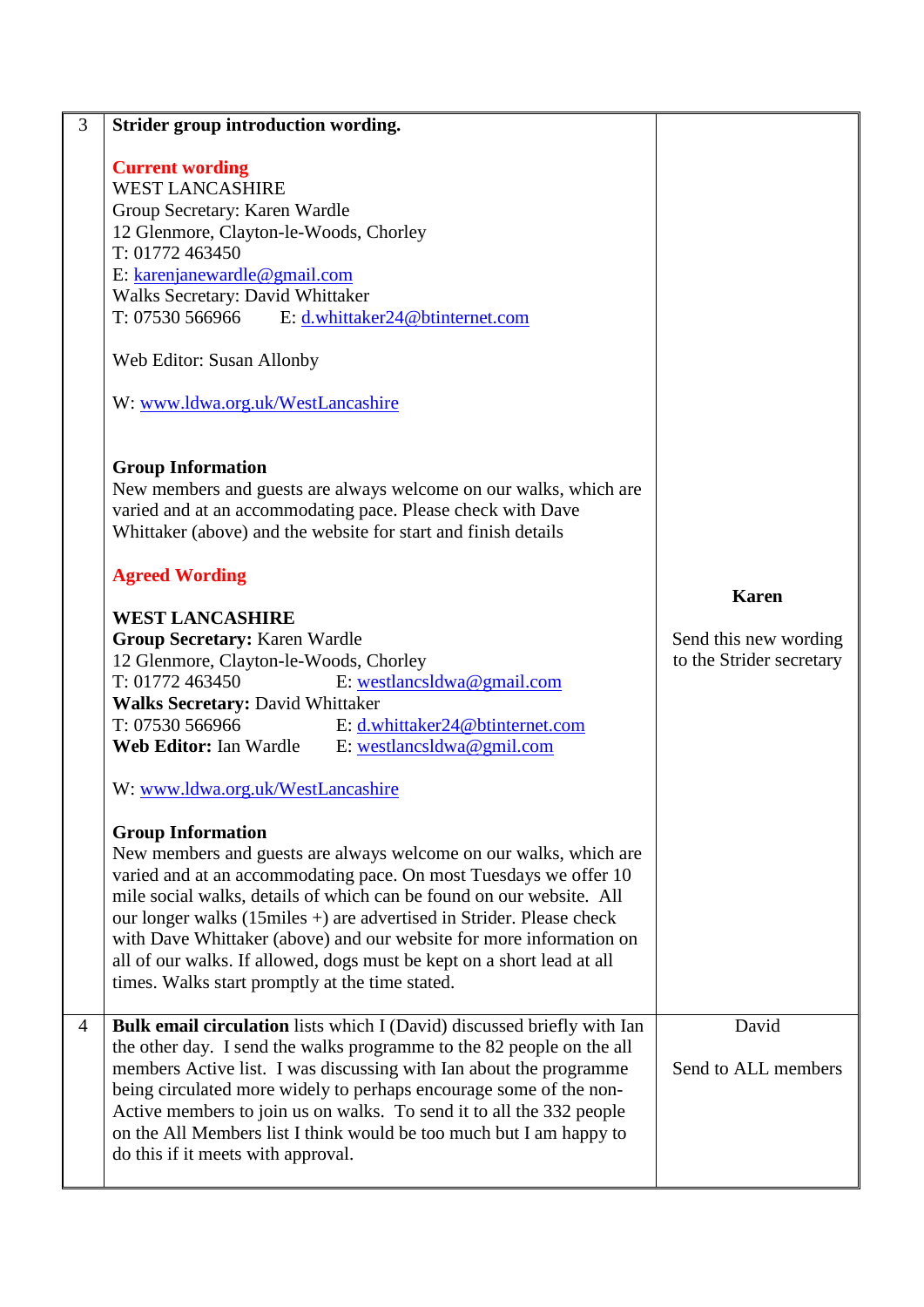| | | |
|---|---|---|
| 3 | **Strider group introduction wording.**<br><br>**Current wording**<br>WEST LANCASHIRE<br>Group Secretary: Karen Wardle<br>12 Glenmore, Clayton-le-Woods, Chorley<br>T: 01772 463450<br>E: karenjanewardle@gmail.com<br>Walks Secretary: David Whittaker<br>T: 07530 566966 E: d.whittaker24@btinternet.com<br><br>Web Editor: Susan Allonby<br><br>W: www.ldwa.org.uk/WestLancashire<br><br>**Group Information**<br>New members and guests are always welcome on our walks, which are varied and at an accommodating pace. Please check with Dave Whittaker (above) and the website for start and finish details<br><br>**Agreed Wording**<br><br>**WEST LANCASHIRE**<br>**Group Secretary:** Karen Wardle<br>12 Glenmore, Clayton-le-Woods, Chorley<br>T: 01772 463450 E: westlancsldwa@gmail.com<br>**Walks Secretary:** David Whittaker<br>T: 07530 566966 E: d.whittaker24@btinternet.com<br>**Web Editor:** Ian Wardle E: westlancsldwa@gmil.com<br><br>W: www.ldwa.org.uk/WestLancashire<br><br>**Group Information**<br>New members and guests are always welcome on our walks, which are varied and at an accommodating pace. On most Tuesdays we offer 10 mile social walks, details of which can be found on our website. All our longer walks (15miles +) are advertised in Strider. Please check with Dave Whittaker (above) and our website for more information on all of our walks. If allowed, dogs must be kept on a short lead at all times. Walks start promptly at the time stated. | **Karen**<br><br>Send this new wording to the Strider secretary |
| 4 | **Bulk email circulation** lists which I (David) discussed briefly with Ian the other day. I send the walks programme to the 82 people on the all members Active list. I was discussing with Ian about the programme being circulated more widely to perhaps encourage some of the non-Active members to join us on walks. To send it to all the 332 people on the All Members list I think would be too much but I am happy to do this if it meets with approval. | David<br><br>Send to ALL members |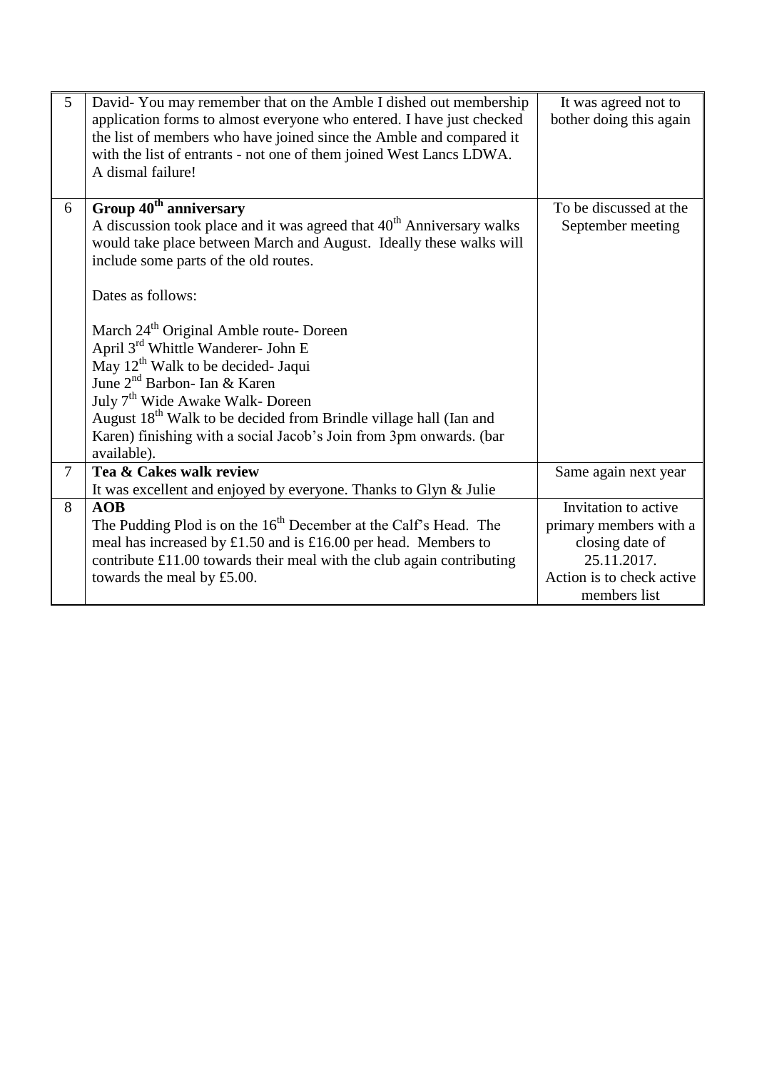| | | |
|---|---|---|
| 5 | David- You may remember that on the Amble I dished out membership application forms to almost everyone who entered. I have just checked the list of members who have joined since the Amble and compared it with the list of entrants - not one of them joined West Lancs LDWA. A dismal failure! | It was agreed not to bother doing this again |
| 6 | **Group 40th anniversary**<br>A discussion took place and it was agreed that 40th Anniversary walks would take place between March and August. Ideally these walks will include some parts of the old routes.<br><br>Dates as follows:<br><br>March 24th Original Amble route- Doreen<br>April 3rd Whittle Wanderer- John E<br>May 12th Walk to be decided- Jaqui<br>June 2nd Barbon- Ian & Karen<br>July 7th Wide Awake Walk- Doreen<br>August 18th Walk to be decided from Brindle village hall (Ian and Karen) finishing with a social Jacob's Join from 3pm onwards. (bar available). | To be discussed at the September meeting |
| 7 | **Tea & Cakes walk review**<br>It was excellent and enjoyed by everyone. Thanks to Glyn & Julie | Same again next year |
| 8 | **AOB**<br>The Pudding Plod is on the 16th December at the Calf's Head. The meal has increased by £1.50 and is £16.00 per head. Members to contribute £11.00 towards their meal with the club again contributing towards the meal by £5.00. | Invitation to active primary members with a closing date of 25.11.2017.<br>Action is to check active members list |